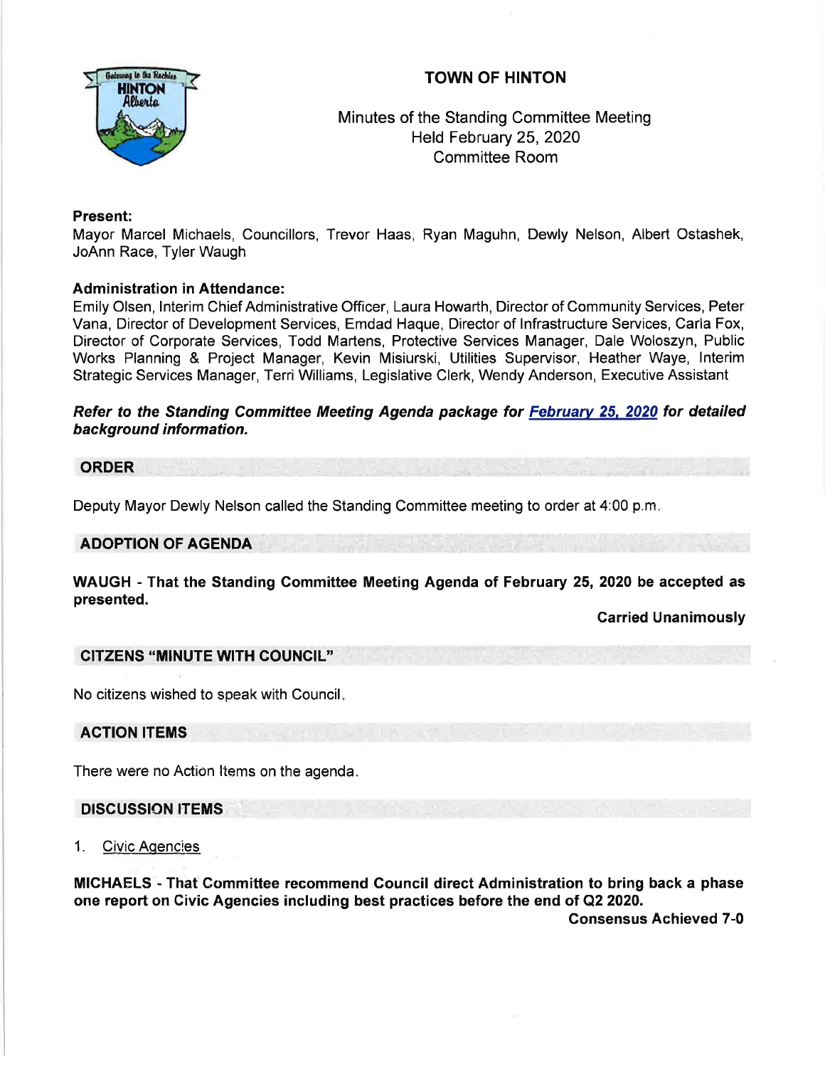# TOWN OF HINTON

Minutes of the Standing Committee Meeting
Held February 25, 2020
Committee Room

**Present:**
Mayor Marcel Michaels, Councillors, Trevor Haas, Ryan Maguhn, Dewly Nelson, Albert Ostashek, JoAnn Race, Tyler Waugh

**Administration in Attendance:**
Emily Olsen, Interim Chief Administrative Officer, Laura Howarth, Director of Community Services, Peter Vana, Director of Development Services, Emdad Haque, Director of Infrastructure Services, Carla Fox, Director of Corporate Services, Todd Martens, Protective Services Manager, Dale Woloszyn, Public Works Planning & Project Manager, Kevin Misiurski, Utilities Supervisor, Heather Waye, Interim Strategic Services Manager, Terri Williams, Legislative Clerk, Wendy Anderson, Executive Assistant

***Refer to the Standing Committee Meeting Agenda package for February 25, 2020 for detailed background information.***

## ORDER

Deputy Mayor Dewly Nelson called the Standing Committee meeting to order at 4:00 p.m.

## ADOPTION OF AGENDA

**WAUGH - That the Standing Committee Meeting Agenda of February 25, 2020 be accepted as presented.**

**Carried Unanimously**

## CITZENS "MINUTE WITH COUNCIL"

No citizens wished to speak with Council.

## ACTION ITEMS

There were no Action Items on the agenda.

## DISCUSSION ITEMS

1. Civic Agencies

**MICHAELS - That Committee recommend Council direct Administration to bring back a phase one report on Civic Agencies including best practices before the end of Q2 2020.**

**Consensus Achieved 7-0**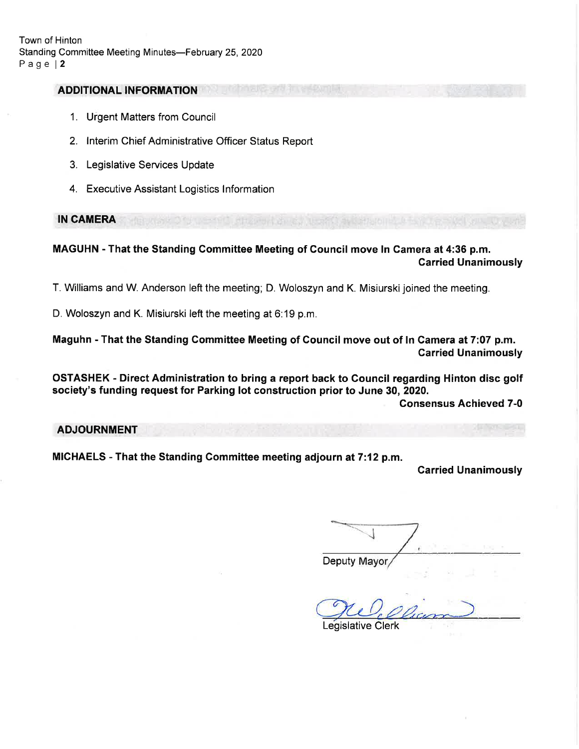## ADDITIONAL INFORMATION

1. Urgent Matters from Council
2. Interim Chief Administrative Officer Status Report
3. Legislative Services Update
4. Executive Assistant Logistics Information

## IN CAMERA

**MAGUHN - That the Standing Committee Meeting of Council move In Camera at 4:36 p.m.**
**Carried Unanimously**

T. Williams and W. Anderson left the meeting; D. Woloszyn and K. Misiurski joined the meeting.

D. Woloszyn and K. Misiurski left the meeting at 6:19 p.m.

**Maguhn - That the Standing Committee Meeting of Council move out of In Camera at 7:07 p.m.**
**Carried Unanimously**

**OSTASHEK - Direct Administration to bring a report back to Council regarding Hinton disc golf society's funding request for Parking lot construction prior to June 30, 2020.**
**Consensus Achieved 7-0**

## ADJOURNMENT

**MICHAELS - That the Standing Committee meeting adjourn at 7:12 p.m.**
**Carried Unanimously**

Deputy Mayor

Legislative Clerk